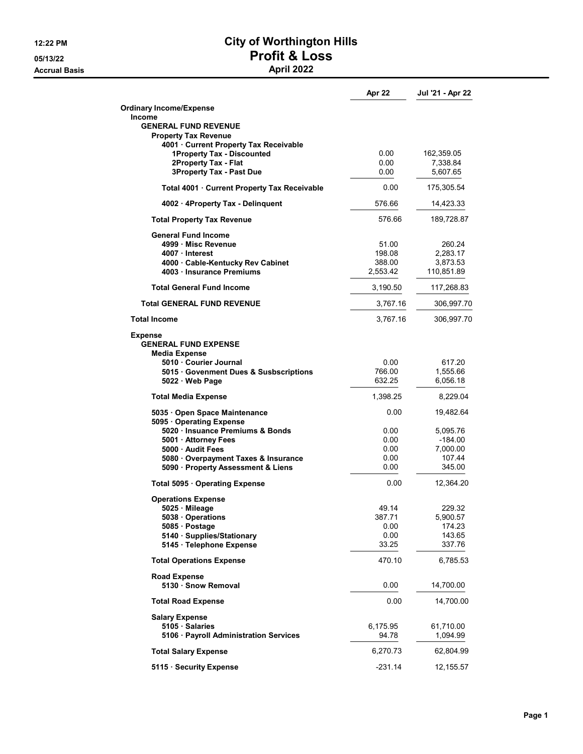# City of Worthington Hills

## Profit & Loss

### April 2022

12:22 PM
05/13/22
Accrual Basis

| | Apr 22 | Jul '21 - Apr 22 |
|---|---|---|
| **Ordinary Income/Expense** | | |
| **Income** | | |
| **GENERAL FUND REVENUE** | | |
| **Property Tax Revenue** | | |
| **4001 · Current Property Tax Receivable** | | |
| **1Property Tax - Discounted** | 0.00 | 162,359.05 |
| **2Property Tax - Flat** | 0.00 | 7,338.84 |
| **3Property Tax - Past Due** | 0.00 | 5,607.65 |
| **Total 4001 · Current Property Tax Receivable** | 0.00 | 175,305.54 |
| **4002 · 4Property Tax - Delinquent** | 576.66 | 14,423.33 |
| **Total Property Tax Revenue** | 576.66 | 189,728.87 |
| **General Fund Income** | | |
| **4999 · Misc Revenue** | 51.00 | 260.24 |
| **4007 · Interest** | 198.08 | 2,283.17 |
| **4000 · Cable-Kentucky Rev Cabinet** | 388.00 | 3,873.53 |
| **4003 · Insurance Premiums** | 2,553.42 | 110,851.89 |
| **Total General Fund Income** | 3,190.50 | 117,268.83 |
| **Total GENERAL FUND REVENUE** | 3,767.16 | 306,997.70 |
| **Total Income** | 3,767.16 | 306,997.70 |
| **Expense** | | |
| **GENERAL FUND EXPENSE** | | |
| **Media Expense** | | |
| **5010 · Courier Journal** | 0.00 | 617.20 |
| **5015 · Govenment Dues & Susbscriptions** | 766.00 | 1,555.66 |
| **5022 · Web Page** | 632.25 | 6,056.18 |
| **Total Media Expense** | 1,398.25 | 8,229.04 |
| **5035 · Open Space Maintenance** | 0.00 | 19,482.64 |
| **5095 · Operating Expense** | | |
| **5020 · Insuance Premiums & Bonds** | 0.00 | 5,095.76 |
| **5001 · Attorney Fees** | 0.00 | -184.00 |
| **5000 · Audit Fees** | 0.00 | 7,000.00 |
| **5080 · Overpayment Taxes & Insurance** | 0.00 | 107.44 |
| **5090 · Property Assessment & Liens** | 0.00 | 345.00 |
| **Total 5095 · Operating Expense** | 0.00 | 12,364.20 |
| **Operations Expense** | | |
| **5025 · Mileage** | 49.14 | 229.32 |
| **5038 · Operations** | 387.71 | 5,900.57 |
| **5085 · Postage** | 0.00 | 174.23 |
| **5140 · Supplies/Stationary** | 0.00 | 143.65 |
| **5145 · Telephone Expense** | 33.25 | 337.76 |
| **Total Operations Expense** | 470.10 | 6,785.53 |
| **Road Expense** | | |
| **5130 · Snow Removal** | 0.00 | 14,700.00 |
| **Total Road Expense** | 0.00 | 14,700.00 |
| **Salary Expense** | | |
| **5105 · Salaries** | 6,175.95 | 61,710.00 |
| **5106 · Payroll Administration Services** | 94.78 | 1,094.99 |
| **Total Salary Expense** | 6,270.73 | 62,804.99 |
| **5115 · Security Expense** | -231.14 | 12,155.57 |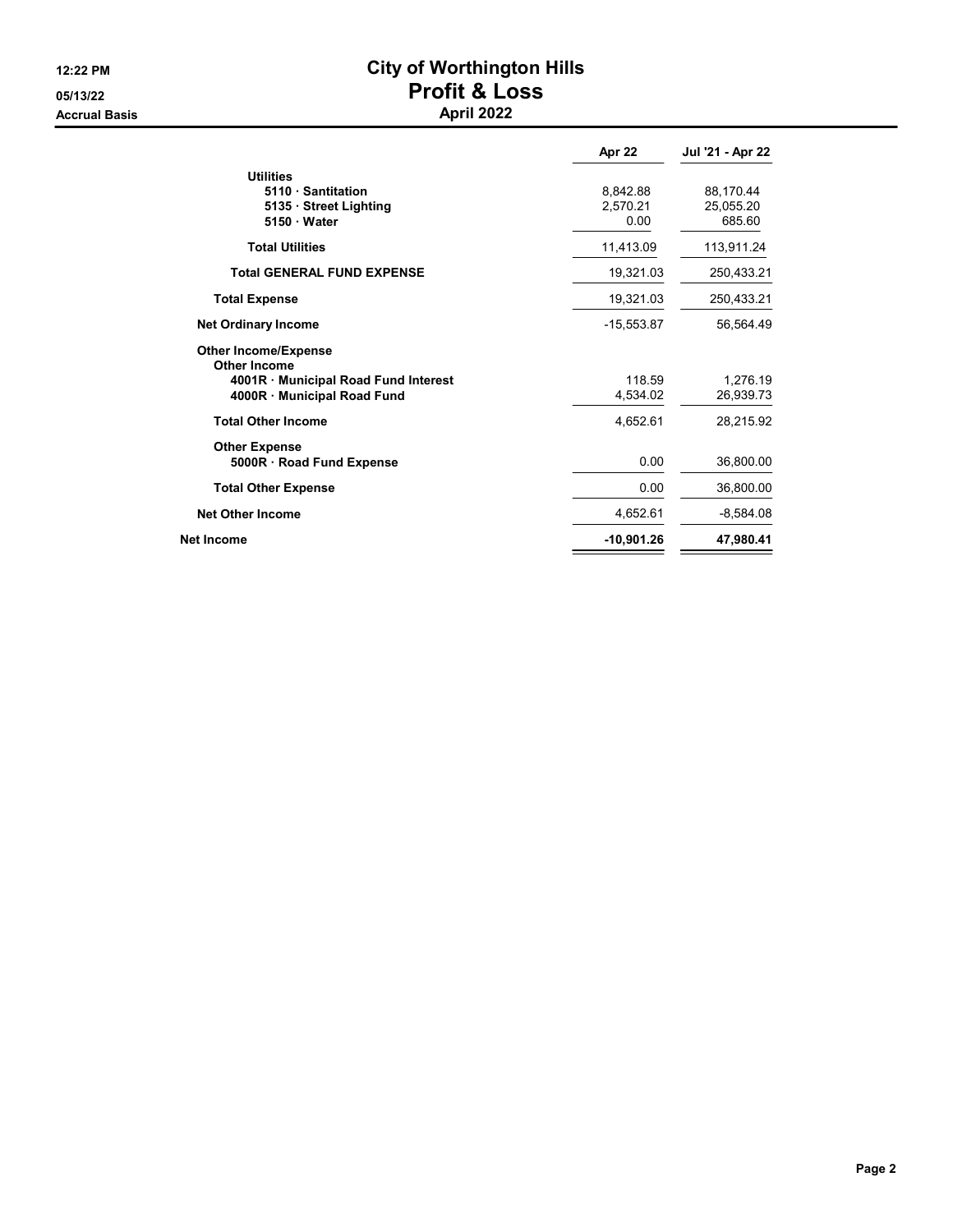# City of Worthington Hills

## Profit & Loss

### April 2022

12:22 PM
05/13/22
Accrual Basis

| | Apr 22 | Jul '21 - Apr 22 |
|---|---|---|
| **Utilities** | | |
| **5110 · Santitation** | 8,842.88 | 88,170.44 |
| **5135 · Street Lighting** | 2,570.21 | 25,055.20 |
| **5150 · Water** | 0.00 | 685.60 |
| **Total Utilities** | 11,413.09 | 113,911.24 |
| **Total GENERAL FUND EXPENSE** | 19,321.03 | 250,433.21 |
| **Total Expense** | 19,321.03 | 250,433.21 |
| **Net Ordinary Income** | -15,553.87 | 56,564.49 |
| **Other Income/Expense** | | |
| **Other Income** | | |
| **4001R · Municipal Road Fund Interest** | 118.59 | 1,276.19 |
| **4000R · Municipal Road Fund** | 4,534.02 | 26,939.73 |
| **Total Other Income** | 4,652.61 | 28,215.92 |
| **Other Expense** | | |
| **5000R · Road Fund Expense** | 0.00 | 36,800.00 |
| **Total Other Expense** | 0.00 | 36,800.00 |
| **Net Other Income** | 4,652.61 | -8,584.08 |
| **Net Income** | **-10,901.26** | **47,980.41** |